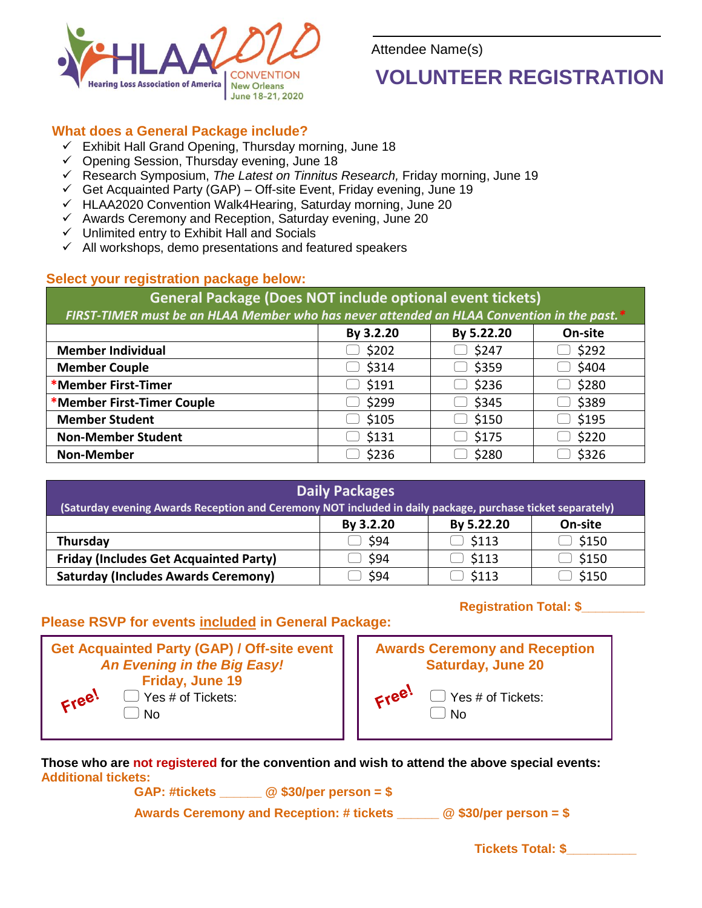HLAA2020 Hearing Loss Association of America CONVENTION New Orleans June 18-21, 2020

Attendee Name(s) ____________________

# VOLUNTEER REGISTRATION

## What does a General Package include?

- ✓ Exhibit Hall Grand Opening, Thursday morning, June 18
- ✓ Opening Session, Thursday evening, June 18
- ✓ Research Symposium, *The Latest on Tinnitus Research,* Friday morning, June 19
- ✓ Get Acquainted Party (GAP) – Off-site Event, Friday evening, June 19
- ✓ HLAA2020 Convention Walk4Hearing, Saturday morning, June 20
- ✓ Awards Ceremony and Reception, Saturday evening, June 20
- ✓ Unlimited entry to Exhibit Hall and Socials
- ✓ All workshops, demo presentations and featured speakers

## Select your registration package below:

**General Package (Does NOT include optional event tickets)**
*FIRST-TIMER must be an HLAA Member who has never attended an HLAA Convention in the past.* *

| | By 3.2.20 | By 5.22.20 | On-site |
|---|---|---|---|
| **Member Individual** | ☐ $202 | ☐ $247 | ☐ $292 |
| **Member Couple** | ☐ $314 | ☐ $359 | ☐ $404 |
| ***Member First-Timer** | ☐ $191 | ☐ $236 | ☐ $280 |
| ***Member First-Timer Couple** | ☐ $299 | ☐ $345 | ☐ $389 |
| **Member Student** | ☐ $105 | ☐ $150 | ☐ $195 |
| **Non-Member Student** | ☐ $131 | ☐ $175 | ☐ $220 |
| **Non-Member** | ☐ $236 | ☐ $280 | ☐ $326 |

**Daily Packages**
(Saturday evening Awards Reception and Ceremony NOT included in daily package, purchase ticket separately)

| | By 3.2.20 | By 5.22.20 | On-site |
|---|---|---|---|
| **Thursday** | ☐ $94 | ☐ $113 | ☐ $150 |
| **Friday (Includes Get Acquainted Party)** | ☐ $94 | ☐ $113 | ☐ $150 |
| **Saturday (Includes Awards Ceremony)** | ☐ $94 | ☐ $113 | ☐ $150 |

**Registration Total: $________**

## Please RSVP for events included in General Package:

**Get Acquainted Party (GAP) / Off-site event**
***An Evening in the Big Easy!***
**Friday, June 19**

Free!
☐ Yes # of Tickets:
☐ No

**Awards Ceremony and Reception**
**Saturday, June 20**

Free!
☐ Yes # of Tickets:
☐ No

**Those who are not registered for the convention and wish to attend the above special events:**
**Additional tickets:**

**GAP: #tickets ______ @ $30/per person = $**

**Awards Ceremony and Reception: # tickets ______ @ $30/per person = $**

**Tickets Total: $__________**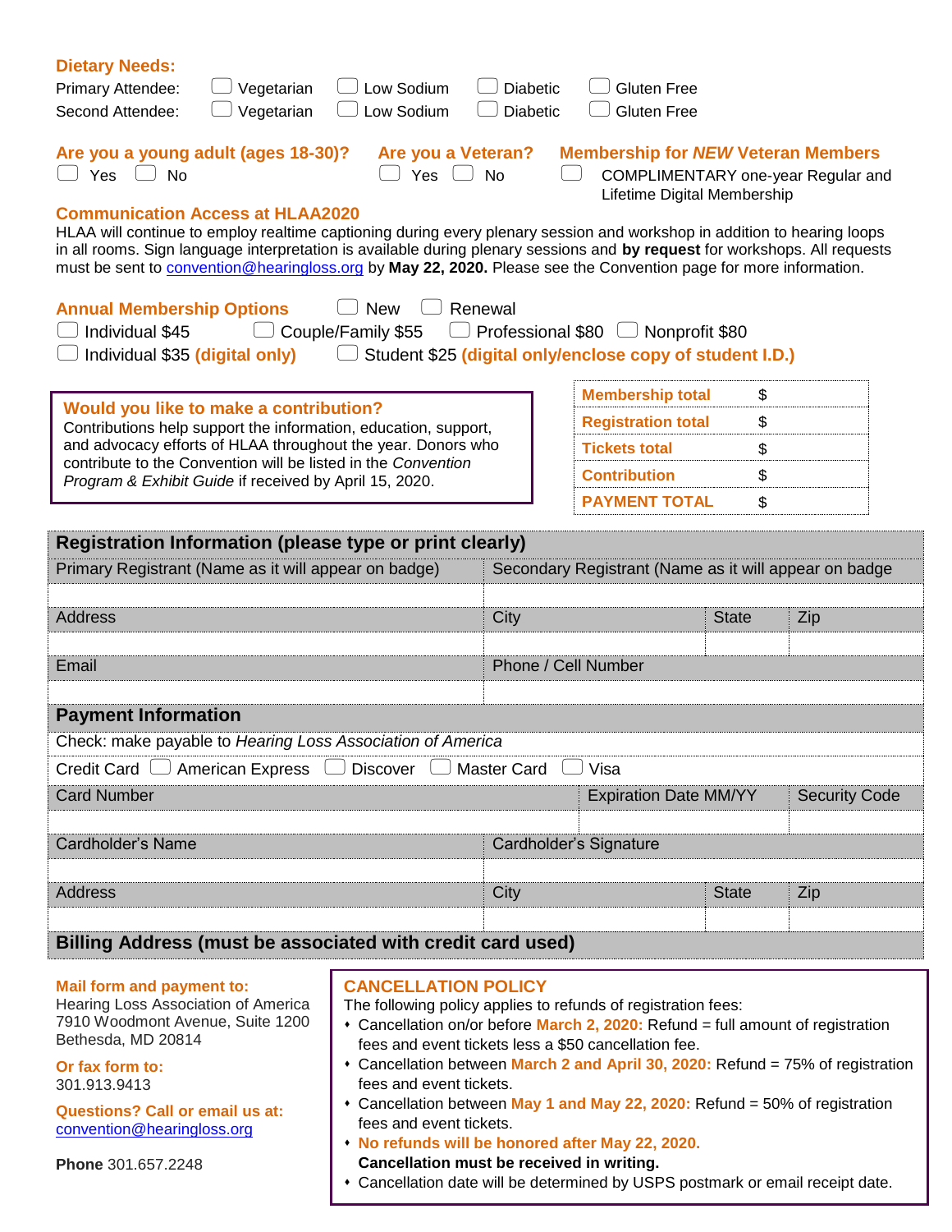### Dietary Needs:

Primary Attendee: ☐ Vegetarian ☐ Low Sodium ☐ Diabetic ☐ Gluten Free

Second Attendee: ☐ Vegetarian ☐ Low Sodium ☐ Diabetic ☐ Gluten Free

### Are you a young adult (ages 18-30)?

☐ Yes ☐ No

### Are you a Veteran?

☐ Yes ☐ No

### Membership for *NEW* Veteran Members

☐ COMPLIMENTARY one-year Regular and Lifetime Digital Membership

### Communication Access at HLAA2020

HLAA will continue to employ realtime captioning during every plenary session and workshop in addition to hearing loops in all rooms. Sign language interpretation is available during plenary sessions and **by request** for workshops. All requests must be sent to convention@hearingloss.org by **May 22, 2020.** Please see the Convention page for more information.

### Annual Membership Options

☐ New ☐ Renewal

☐ Individual $45 ☐ Couple/Family $55 ☐ Professional $80 ☐ Nonprofit $80

☐ Individual $35 **(digital only)** ☐ Student $25 **(digital only/enclose copy of student I.D.)**

### Would you like to make a contribution?

Contributions help support the information, education, support, and advocacy efforts of HLAA throughout the year. Donors who contribute to the Convention will be listed in the *Convention Program & Exhibit Guide* if received by April 15, 2020.

| | |
|---|---|
| **Membership total** | $ |
| **Registration total** | $ |
| **Tickets total** | $ |
| **Contribution** | $ |
| **PAYMENT TOTAL** | $ |

### Registration Information (please type or print clearly)

| Primary Registrant (Name as it will appear on badge) | Secondary Registrant (Name as it will appear on badge | | |
|---|---|---|---|
| | | | |
| Address | City | State | Zip |
| | | | |
| Email | Phone / Cell Number | | |
| | | | |

### Payment Information

Check: make payable to *Hearing Loss Association of America*

Credit Card ☐ American Express ☐ Discover ☐ Master Card ☐ Visa

| Card Number | Expiration Date MM/YY | Security Code | |
|---|---|---|---|
| | | | |
| Cardholder's Name | Cardholder's Signature | | |
| | | | |
| Address | City | State | Zip |
| | | | |

**Billing Address (must be associated with credit card used)**

**Mail form and payment to:**
Hearing Loss Association of America
7910 Woodmont Avenue, Suite 1200
Bethesda, MD 20814

**Or fax form to:**
301.913.9413

**Questions? Call or email us at:**
convention@hearingloss.org

**Phone** 301.657.2248

### CANCELLATION POLICY

The following policy applies to refunds of registration fees:

- Cancellation on/or before **March 2, 2020:** Refund = full amount of registration fees and event tickets less a $50 cancellation fee.
- Cancellation between **March 2 and April 30, 2020:** Refund = 75% of registration fees and event tickets.
- Cancellation between **May 1 and May 22, 2020:** Refund = 50% of registration fees and event tickets.
- **No refunds will be honored after May 22, 2020. Cancellation must be received in writing.**
- Cancellation date will be determined by USPS postmark or email receipt date.